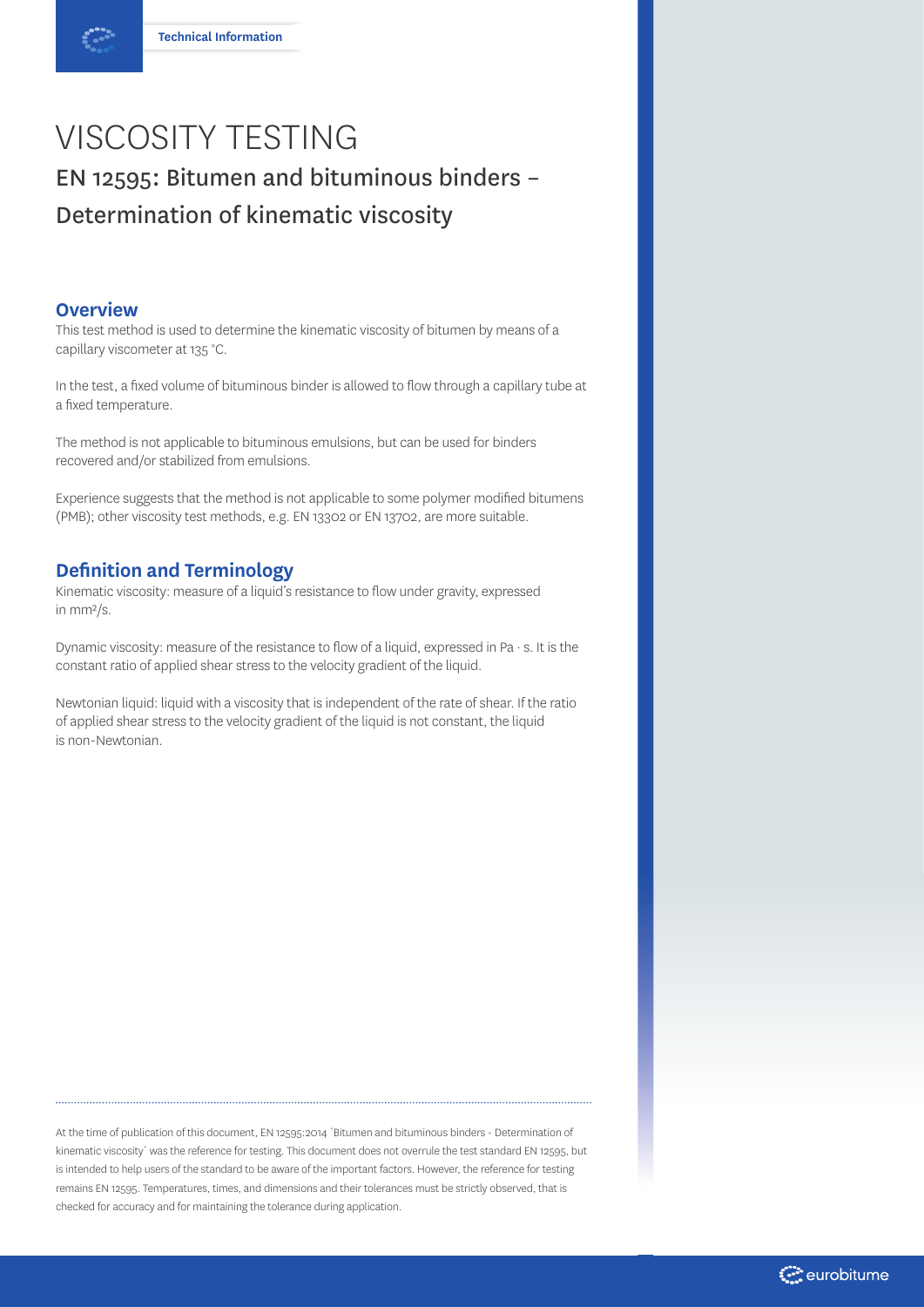Technical Information

# VISCOSITY TESTING

## EN 12595: Bitumen and bituminous binders – Determination of kinematic viscosity

### Overview

This test method is used to determine the kinematic viscosity of bitumen by means of a capillary viscometer at 135 °C.

In the test, a fixed volume of bituminous binder is allowed to flow through a capillary tube at a fixed temperature.

The method is not applicable to bituminous emulsions, but can be used for binders recovered and/or stabilized from emulsions.

Experience suggests that the method is not applicable to some polymer modified bitumens (PMB); other viscosity test methods, e.g. EN 13302 or EN 13702, are more suitable.

### Definition and Terminology

Kinematic viscosity: measure of a liquid's resistance to flow under gravity, expressed in $mm^2/s$.

Dynamic viscosity: measure of the resistance to flow of a liquid, expressed in Pa · s. It is the constant ratio of applied shear stress to the velocity gradient of the liquid.

Newtonian liquid: liquid with a viscosity that is independent of the rate of shear. If the ratio of applied shear stress to the velocity gradient of the liquid is not constant, the liquid is non-Newtonian.

---

At the time of publication of this document, EN 12595:2014 `Bitumen and bituminous binders - Determination of kinematic viscosity` was the reference for testing. This document does not overrule the test standard EN 12595, but is intended to help users of the standard to be aware of the important factors. However, the reference for testing remains EN 12595. Temperatures, times, and dimensions and their tolerances must be strictly observed, that is checked for accuracy and for maintaining the tolerance during application.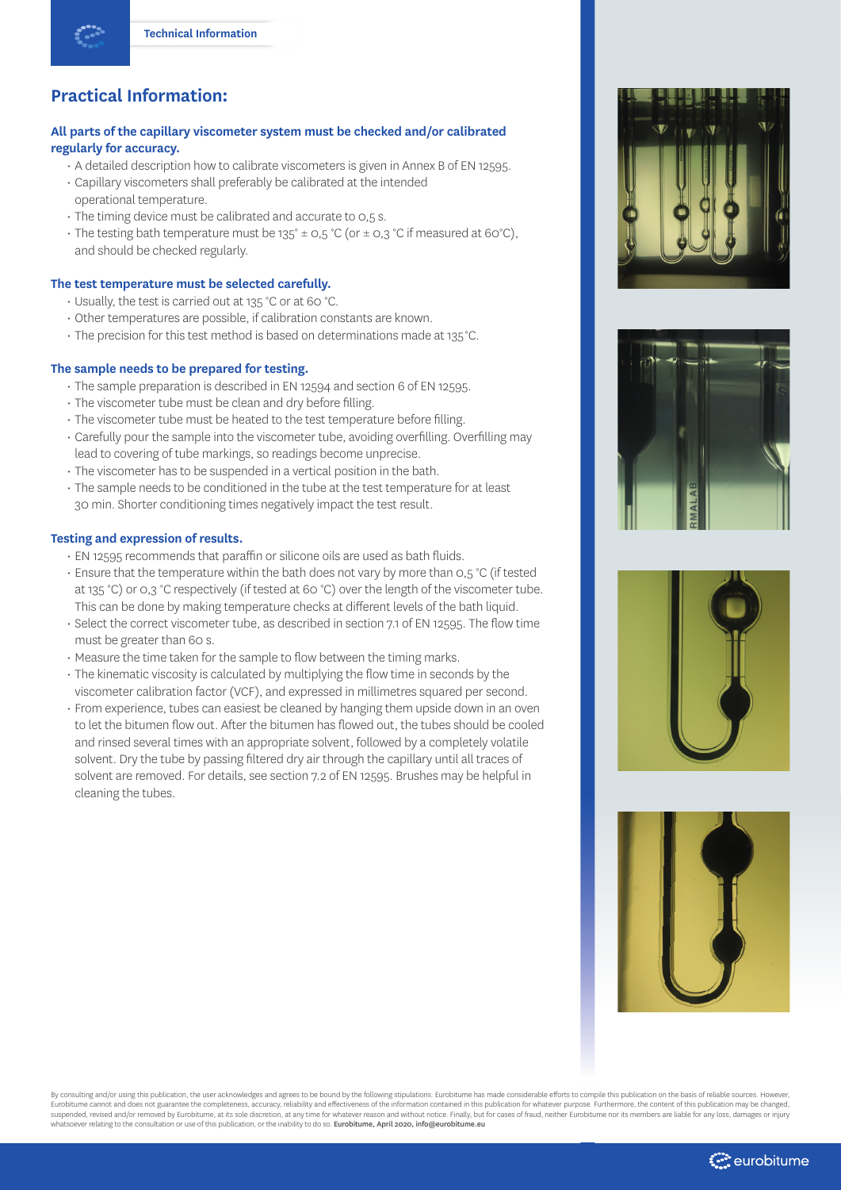## Practical Information:

### All parts of the capillary viscometer system must be checked and/or calibrated regularly for accuracy.

- A detailed description how to calibrate viscometers is given in Annex B of EN 12595.
- Capillary viscometers shall preferably be calibrated at the intended operational temperature.
- The timing device must be calibrated and accurate to 0,5 s.
- The testing bath temperature must be 135° ± 0,5 °C (or ± 0,3 °C if measured at 60°C), and should be checked regularly.

### The test temperature must be selected carefully.

- Usually, the test is carried out at 135 °C or at 60 °C.
- Other temperatures are possible, if calibration constants are known.
- The precision for this test method is based on determinations made at 135°C.

### The sample needs to be prepared for testing.

- The sample preparation is described in EN 12594 and section 6 of EN 12595.
- The viscometer tube must be clean and dry before filling.
- The viscometer tube must be heated to the test temperature before filling.
- Carefully pour the sample into the viscometer tube, avoiding overfilling. Overfilling may lead to covering of tube markings, so readings become unprecise.
- The viscometer has to be suspended in a vertical position in the bath.
- The sample needs to be conditioned in the tube at the test temperature for at least 30 min. Shorter conditioning times negatively impact the test result.

### Testing and expression of results.

- EN 12595 recommends that paraffin or silicone oils are used as bath fluids.
- Ensure that the temperature within the bath does not vary by more than 0,5 °C (if tested at 135 °C) or 0,3 °C respectively (if tested at 60 °C) over the length of the viscometer tube. This can be done by making temperature checks at different levels of the bath liquid.
- Select the correct viscometer tube, as described in section 7.1 of EN 12595. The flow time must be greater than 60 s.
- Measure the time taken for the sample to flow between the timing marks.
- The kinematic viscosity is calculated by multiplying the flow time in seconds by the viscometer calibration factor (VCF), and expressed in millimetres squared per second.
- From experience, tubes can easiest be cleaned by hanging them upside down in an oven to let the bitumen flow out. After the bitumen has flowed out, the tubes should be cooled and rinsed several times with an appropriate solvent, followed by a completely volatile solvent. Dry the tube by passing filtered dry air through the capillary until all traces of solvent are removed. For details, see section 7.2 of EN 12595. Brushes may be helpful in cleaning the tubes.

By consulting and/or using this publication, the user acknowledges and agrees to be bound by the following stipulations. Eurobitume has made considerable efforts to compile this publication on the basis of reliable sources. However, Eurobitume cannot and does not guarantee the completeness, accuracy, reliability and effectiveness of the information contained in this publication for whatever purpose. Furthermore, the content of this publication may be changed, suspended, revised and/or removed by Eurobitume, at its sole discretion, at any time for whatever reason and without notice. Finally, but for cases of fraud, neither Eurobitume nor its members are liable for any loss, damages or injury whatsoever relating to the consultation or use of this publication, or the inability to do so. **Eurobitume, April 2020, info@eurobitume.eu**